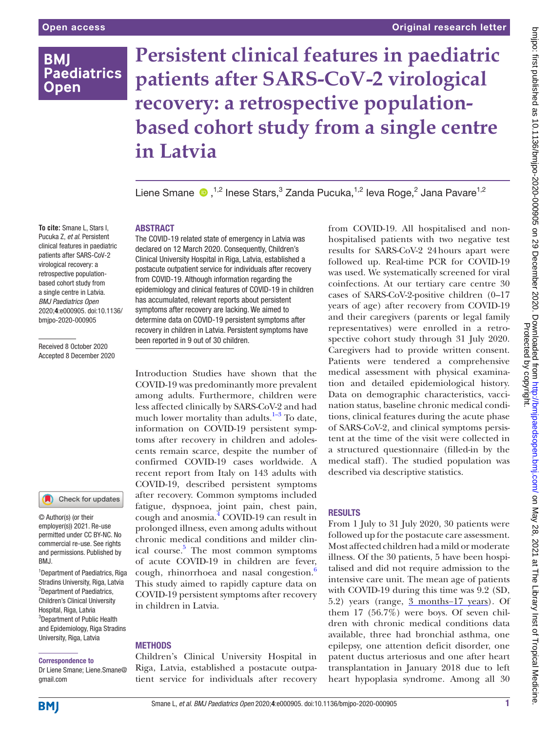Open access

Original research letter

# Persistent clinical features in paediatric patients after SARS-CoV-2 virological recovery: a retrospective population-based cohort study from a single centre in Latvia

Liene Smane [1,2], Inese Stars [3], Zanda Pucuka [1,2], Ieva Roge [2], Jana Pavare [1,2]

**To cite:** Smane L, Stars I, Pucuka Z, *et al*. Persistent clinical features in paediatric patients after SARS-CoV-2 virological recovery: a retrospective population-based cohort study from a single centre in Latvia. *BMJ Paediatrics Open* 2020;**4**:e000905. doi:10.1136/bmjpo-2020-000905

Received 8 October 2020
Accepted 8 December 2020

© Author(s) (or their employer(s)) 2021. Re-use permitted under CC BY-NC. No commercial re-use. See rights and permissions. Published by BMJ.

[1]Department of Paediatrics, Riga Stradins University, Riga, Latvia
[2]Department of Paediatrics, Children's Clinical University Hospital, Riga, Latvia
[3]Department of Public Health and Epidemiology, Riga Stradins University, Riga, Latvia

**Correspondence to**
Dr Liene Smane; Liene.Smane@gmail.com

## ABSTRACT

The COVID-19 related state of emergency in Latvia was declared on 12 March 2020. Consequently, Children's Clinical University Hospital in Riga, Latvia, established a postacute outpatient service for individuals after recovery from COVID-19. Although information regarding the epidemiology and clinical features of COVID-19 in children has accumulated, relevant reports about persistent symptoms after recovery are lacking. We aimed to determine data on COVID-19 persistent symptoms after recovery in children in Latvia. Persistent symptoms have been reported in 9 out of 30 children.

Introduction Studies have shown that the COVID-19 was predominantly more prevalent among adults. Furthermore, children were less affected clinically by SARS-CoV-2 and had much lower mortality than adults.[1–3] To date, information on COVID-19 persistent symptoms after recovery in children and adolescents remain scarce, despite the number of confirmed COVID-19 cases worldwide. A recent report from Italy on 143 adults with COVID-19, described persistent symptoms after recovery. Common symptoms included fatigue, dyspnoea, joint pain, chest pain, cough and anosmia.[4] COVID-19 can result in prolonged illness, even among adults without chronic medical conditions and milder clinical course.[5] The most common symptoms of acute COVID-19 in children are fever, cough, rhinorrhoea and nasal congestion.[6] This study aimed to rapidly capture data on COVID-19 persistent symptoms after recovery in children in Latvia.

## METHODS

Children's Clinical University Hospital in Riga, Latvia, established a postacute outpatient service for individuals after recovery from COVID-19. All hospitalised and non-hospitalised patients with two negative test results for SARS-CoV-2 24 hours apart were followed up. Real-time PCR for COVID-19 was used. We systematically screened for viral coinfections. At our tertiary care centre 30 cases of SARS-CoV-2-positive children (0–17 years of age) after recovery from COVID-19 and their caregivers (parents or legal family representatives) were enrolled in a retrospective cohort study through 31 July 2020. Caregivers had to provide written consent. Patients were tendered a comprehensive medical assessment with physical examination and detailed epidemiological history. Data on demographic characteristics, vaccination status, baseline chronic medical conditions, clinical features during the acute phase of SARS-CoV-2, and clinical symptoms persistent at the time of the visit were collected in a structured questionnaire (filled-in by the medical staff). The studied population was described via descriptive statistics.

## RESULTS

From 1 July to 31 July 2020, 30 patients were followed up for the postacute care assessment. Most affected children had a mild or moderate illness. Of the 30 patients, 5 have been hospitalised and did not require admission to the intensive care unit. The mean age of patients with COVID-19 during this time was 9.2 (SD, 5.2) years (range, 3 months–17 years). Of them 17 (56.7%) were boys. Of seven children with chronic medical conditions data available, three had bronchial asthma, one epilepsy, one attention deficit disorder, one patent ductus arteriosus and one after heart transplantation in January 2018 due to left heart hypoplasia syndrome. Among all 30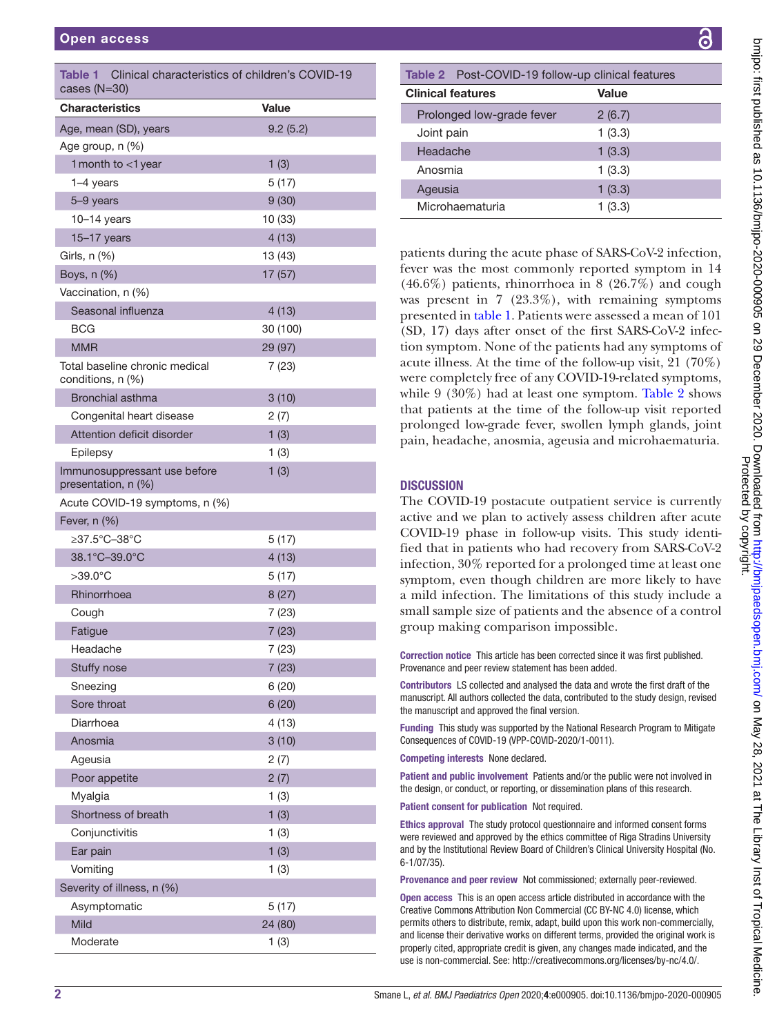**Table 1** Clinical characteristics of children's COVID-19 cases (N=30)

| Characteristics | Value |
|---|---|
| Age, mean (SD), years | 9.2 (5.2) |
| Age group, n (%) | |
| 1 month to <1 year | 1 (3) |
| 1–4 years | 5 (17) |
| 5–9 years | 9 (30) |
| 10–14 years | 10 (33) |
| 15–17 years | 4 (13) |
| Girls, n (%) | 13 (43) |
| Boys, n (%) | 17 (57) |
| Vaccination, n (%) | |
| Seasonal influenza | 4 (13) |
| BCG | 30 (100) |
| MMR | 29 (97) |
| Total baseline chronic medical conditions, n (%) | 7 (23) |
| Bronchial asthma | 3 (10) |
| Congenital heart disease | 2 (7) |
| Attention deficit disorder | 1 (3) |
| Epilepsy | 1 (3) |
| Immunosuppressant use before presentation, n (%) | 1 (3) |
| Acute COVID-19 symptoms, n (%) | |
| Fever, n (%) | |
| ≥37.5°C–38°C | 5 (17) |
| 38.1°C–39.0°C | 4 (13) |
| >39.0°C | 5 (17) |
| Rhinorrhoea | 8 (27) |
| Cough | 7 (23) |
| Fatigue | 7 (23) |
| Headache | 7 (23) |
| Stuffy nose | 7 (23) |
| Sneezing | 6 (20) |
| Sore throat | 6 (20) |
| Diarrhoea | 4 (13) |
| Anosmia | 3 (10) |
| Ageusia | 2 (7) |
| Poor appetite | 2 (7) |
| Myalgia | 1 (3) |
| Shortness of breath | 1 (3) |
| Conjunctivitis | 1 (3) |
| Ear pain | 1 (3) |
| Vomiting | 1 (3) |
| Severity of illness, n (%) | |
| Asymptomatic | 5 (17) |
| Mild | 24 (80) |
| Moderate | 1 (3) |

**Table 2** Post-COVID-19 follow-up clinical features

| Clinical features | Value |
|---|---|
| Prolonged low-grade fever | 2 (6.7) |
| Joint pain | 1 (3.3) |
| Headache | 1 (3.3) |
| Anosmia | 1 (3.3) |
| Ageusia | 1 (3.3) |
| Microhaematuria | 1 (3.3) |

patients during the acute phase of SARS-CoV-2 infection, fever was the most commonly reported symptom in 14 (46.6%) patients, rhinorrhoea in 8 (26.7%) and cough was present in 7 (23.3%), with remaining symptoms presented in table 1. Patients were assessed a mean of 101 (SD, 17) days after onset of the first SARS-CoV-2 infection symptom. None of the patients had any symptoms of acute illness. At the time of the follow-up visit, 21 (70%) were completely free of any COVID-19-related symptoms, while 9 (30%) had at least one symptom. Table 2 shows that patients at the time of the follow-up visit reported prolonged low-grade fever, swollen lymph glands, joint pain, headache, anosmia, ageusia and microhaematuria.

## DISCUSSION

The COVID-19 postacute outpatient service is currently active and we plan to actively assess children after acute COVID-19 phase in follow-up visits. This study identified that in patients who had recovery from SARS-CoV-2 infection, 30% reported for a prolonged time at least one symptom, even though children are more likely to have a mild infection. The limitations of this study include a small sample size of patients and the absence of a control group making comparison impossible.

**Correction notice** This article has been corrected since it was first published. Provenance and peer review statement has been added.

**Contributors** LS collected and analysed the data and wrote the first draft of the manuscript. All authors collected the data, contributed to the study design, revised the manuscript and approved the final version.

**Funding** This study was supported by the National Research Program to Mitigate Consequences of COVID-19 (VPP-COVID-2020/1-0011).

**Competing interests** None declared.

**Patient and public involvement** Patients and/or the public were not involved in the design, or conduct, or reporting, or dissemination plans of this research.

**Patient consent for publication** Not required.

**Ethics approval** The study protocol questionnaire and informed consent forms were reviewed and approved by the ethics committee of Riga Stradins University and by the Institutional Review Board of Children's Clinical University Hospital (No. 6-1/07/35).

**Provenance and peer review** Not commissioned; externally peer-reviewed.

**Open access** This is an open access article distributed in accordance with the Creative Commons Attribution Non Commercial (CC BY-NC 4.0) license, which permits others to distribute, remix, adapt, build upon this work non-commercially, and license their derivative works on different terms, provided the original work is properly cited, appropriate credit is given, any changes made indicated, and the use is non-commercial. See: http://creativecommons.org/licenses/by-nc/4.0/.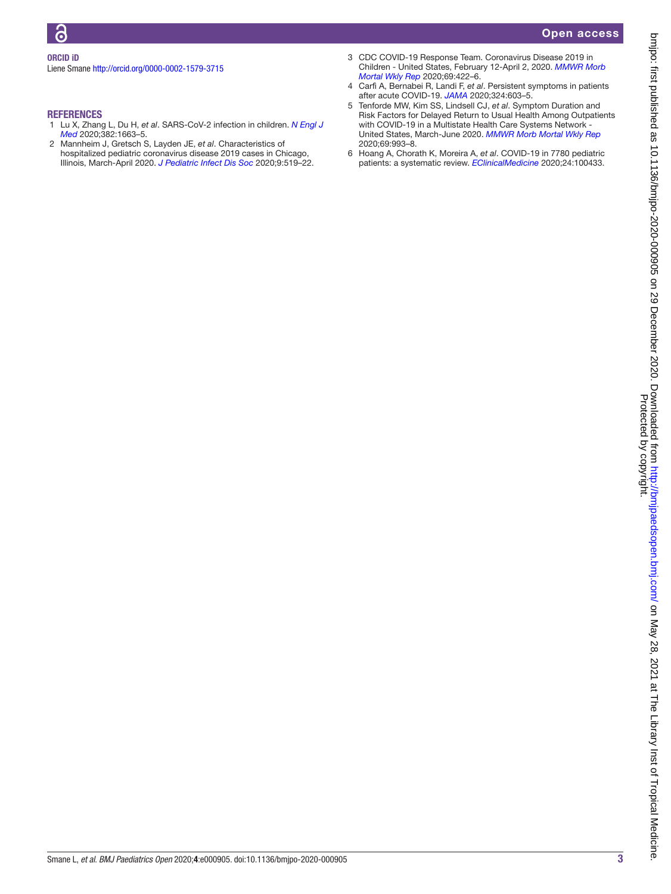**ORCID iD**

Liene Smane http://orcid.org/0000-0002-1579-3715

## REFERENCES

1. Lu X, Zhang L, Du H, *et al*. SARS-CoV-2 infection in children. *N Engl J Med* 2020;382:1663–5.
2. Mannheim J, Gretsch S, Layden JE, *et al*. Characteristics of hospitalized pediatric coronavirus disease 2019 cases in Chicago, Illinois, March-April 2020. *J Pediatric Infect Dis Soc* 2020;9:519–22.
3. CDC COVID-19 Response Team. Coronavirus Disease 2019 in Children - United States, February 12-April 2, 2020. *MMWR Morb Mortal Wkly Rep* 2020;69:422–6.
4. Carfì A, Bernabei R, Landi F, *et al*. Persistent symptoms in patients after acute COVID-19. *JAMA* 2020;324:603–5.
5. Tenforde MW, Kim SS, Lindsell CJ, *et al*. Symptom Duration and Risk Factors for Delayed Return to Usual Health Among Outpatients with COVID-19 in a Multistate Health Care Systems Network - United States, March-June 2020. *MMWR Morb Mortal Wkly Rep* 2020;69:993–8.
6. Hoang A, Chorath K, Moreira A, *et al*. COVID-19 in 7780 pediatric patients: a systematic review. *EClinicalMedicine* 2020;24:100433.